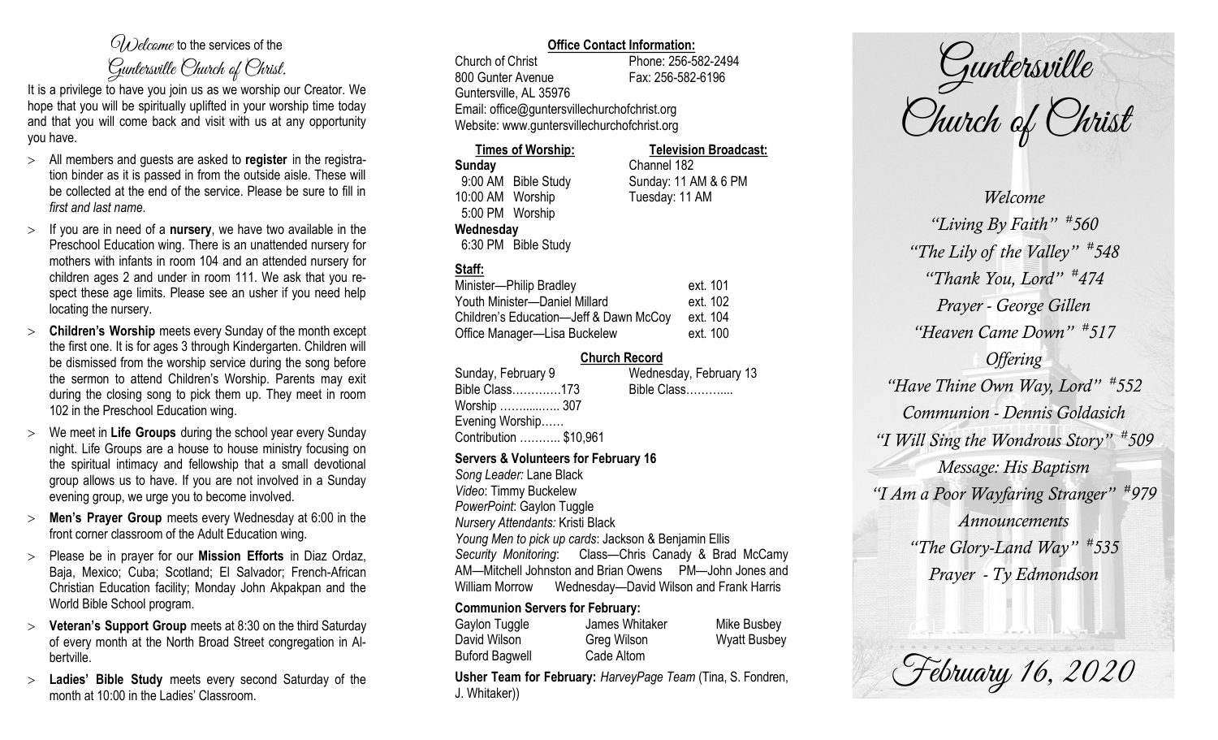# Welcome to the services of the Guntersville Church of Christ.

It is a privilege to have you join us as we worship our Creator. We hope that you will be spiritually uplifted in your worship time today and that you will come back and visit with us at any opportunity you have.

- All members and guests are asked to **register** in the registration binder as it is passed in from the outside aisle. These will be collected at the end of the service. Please be sure to fill in *first and last name*.
- If you are in need of a **nursery**, we have two available in the Preschool Education wing. There is an unattended nursery for mothers with infants in room 104 and an attended nursery for children ages 2 and under in room 111. We ask that you respect these age limits. Please see an usher if you need help locating the nursery.
- **Children's Worship** meets every Sunday of the month except the first one. It is for ages 3 through Kindergarten. Children will be dismissed from the worship service during the song before the sermon to attend Children's Worship. Parents may exit during the closing song to pick them up. They meet in room 102 in the Preschool Education wing.
- We meet in **Life Groups** during the school year every Sunday night. Life Groups are a house to house ministry focusing on the spiritual intimacy and fellowship that a small devotional group allows us to have. If you are not involved in a Sunday evening group, we urge you to become involved.
- **Men's Prayer Group** meets every Wednesday at 6:00 in the front corner classroom of the Adult Education wing.
- Please be in prayer for our **Mission Efforts** in Diaz Ordaz, Baja, Mexico; Cuba; Scotland; El Salvador; French-African Christian Education facility; Monday John Akpakpan and the World Bible School program.
- **Veteran's Support Group** meets at 8:30 on the third Saturday of every month at the North Broad Street congregation in Albertville.
- **Ladies' Bible Study** meets every second Saturday of the month at 10:00 in the Ladies' Classroom.

## Office Contact Information:

Church of Christ
800 Gunter Avenue
Guntersville, AL 35976
Phone: 256-582-2494
Fax: 256-582-6196
Email: office@guntersvillechurchofchrist.org
Website: www.guntersvillechurchofchrist.org

**Times of Worship:**

**Sunday**
9:00 AM Bible Study
10:00 AM Worship
5:00 PM Worship

**Wednesday**
6:30 PM Bible Study

**Television Broadcast:**

Channel 182
Sunday: 11 AM & 6 PM
Tuesday: 11 AM

**Staff:**

| | |
|---|---|
| Minister—Philip Bradley | ext. 101 |
| Youth Minister—Daniel Millard | ext. 102 |
| Children's Education—Jeff & Dawn McCoy | ext. 104 |
| Office Manager—Lisa Buckelew | ext. 100 |

**Church Record**

| Sunday, February 9 | Wednesday, February 13 |
|---|---|
| Bible Class…………173 | Bible Class……….... |
| Worship …….....…. 307 | |
| Evening Worship…… | |
| Contribution ……….. $10,961 | |

**Servers & Volunteers for February 16**

*Song Leader:* Lane Black
*Video*: Timmy Buckelew
*PowerPoint*: Gaylon Tuggle
*Nursery Attendants:* Kristi Black
*Young Men to pick up cards*: Jackson & Benjamin Ellis
*Security Monitoring*: Class—Chris Canady & Brad McCamy AM—Mitchell Johnston and Brian Owens PM—John Jones and William Morrow Wednesday—David Wilson and Frank Harris

**Communion Servers for February:**

| | | |
|---|---|---|
| Gaylon Tuggle | James Whitaker | Mike Busbey |
| David Wilson | Greg Wilson | Wyatt Busbey |
| Buford Bagwell | Cade Altom | |

**Usher Team for February:** *HarveyPage Team* (Tina, S. Fondren, J. Whitaker))

# Guntersville Church of Christ

*Welcome*
*"Living By Faith" #560*
*"The Lily of the Valley" #548*
*"Thank You, Lord" #474*
*Prayer - George Gillen*
*"Heaven Came Down" #517*
*Offering*
*"Have Thine Own Way, Lord" #552*
*Communion - Dennis Goldasich*
*"I Will Sing the Wondrous Story" #509*
*Message: His Baptism*
*"I Am a Poor Wayfaring Stranger" #979*
*Announcements*
*"The Glory-Land Way" #535*
*Prayer - Ty Edmondson*

February 16, 2020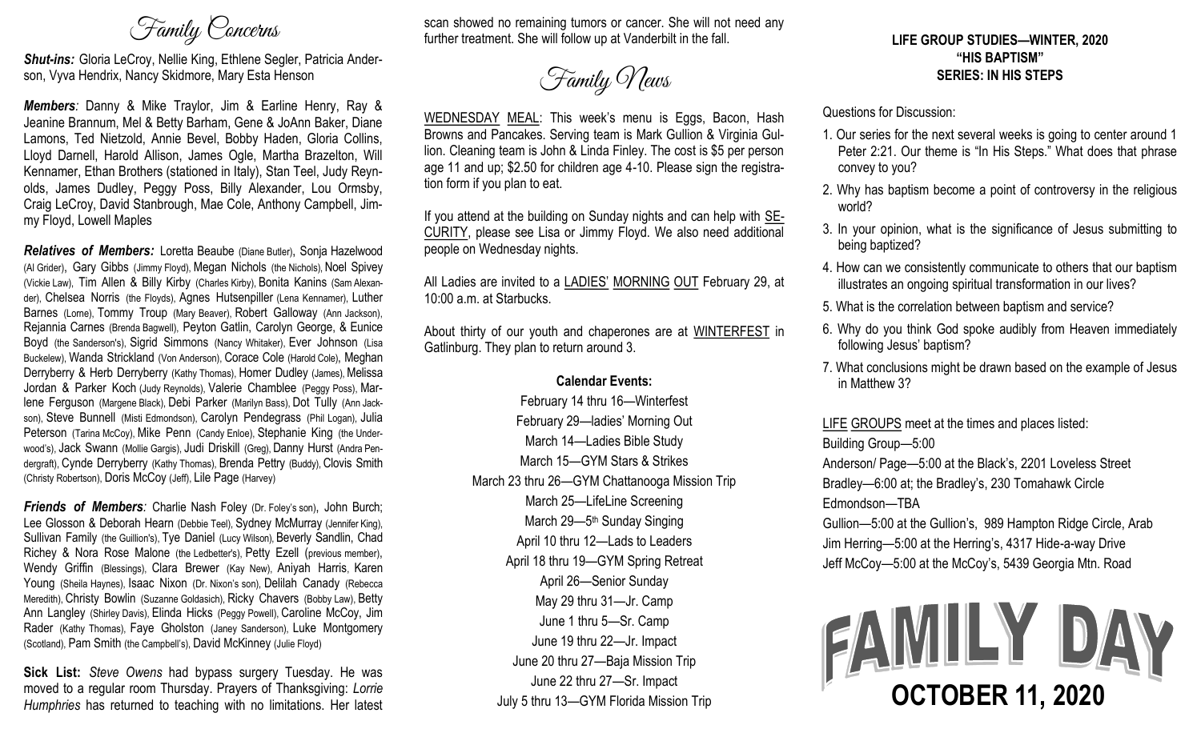# Family Concerns

***Shut-ins:*** Gloria LeCroy, Nellie King, Ethlene Segler, Patricia Anderson, Vyva Hendrix, Nancy Skidmore, Mary Esta Henson

***Members:*** Danny & Mike Traylor, Jim & Earline Henry, Ray & Jeanine Brannum, Mel & Betty Barham, Gene & JoAnn Baker, Diane Lamons, Ted Nietzold, Annie Bevel, Bobby Haden, Gloria Collins, Lloyd Darnell, Harold Allison, James Ogle, Martha Brazelton, Will Kennamer, Ethan Brothers (stationed in Italy), Stan Teel, Judy Reynolds, James Dudley, Peggy Poss, Billy Alexander, Lou Ormsby, Craig LeCroy, David Stanbrough, Mae Cole, Anthony Campbell, Jimmy Floyd, Lowell Maples

***Relatives of Members:*** Loretta Beaube (Diane Butler), Sonja Hazelwood (Al Grider), Gary Gibbs (Jimmy Floyd), Megan Nichols (the Nichols), Noel Spivey (Vickie Law), Tim Allen & Billy Kirby (Charles Kirby), Bonita Kanins (Sam Alexander), Chelsea Norris (the Floyds), Agnes Hutsenpiller (Lena Kennamer), Luther Barnes (Lorne), Tommy Troup (Mary Beaver), Robert Galloway (Ann Jackson), Rejannia Carnes (Brenda Bagwell), Peyton Gatlin, Carolyn George, & Eunice Boyd (the Sanderson's), Sigrid Simmons (Nancy Whitaker), Ever Johnson (Lisa Buckelew), Wanda Strickland (Von Anderson), Corace Cole (Harold Cole), Meghan Derryberry & Herb Derryberry (Kathy Thomas), Homer Dudley (James), Melissa Jordan & Parker Koch (Judy Reynolds), Valerie Chamblee (Peggy Poss), Marlene Ferguson (Margene Black), Debi Parker (Marilyn Bass), Dot Tully (Ann Jackson), Steve Bunnell (Misti Edmondson), Carolyn Pendegrass (Phil Logan), Julia Peterson (Tarina McCoy), Mike Penn (Candy Enloe), Stephanie King (the Underwood's), Jack Swann (Mollie Gargis), Judi Driskill (Greg), Danny Hurst (Andra Pendergraft), Cynde Derryberry (Kathy Thomas), Brenda Pettry (Buddy), Clovis Smith (Christy Robertson), Doris McCoy (Jeff), Lile Page (Harvey)

***Friends of Members:*** Charlie Nash Foley (Dr. Foley's son), John Burch; Lee Glosson & Deborah Hearn (Debbie Teel), Sydney McMurray (Jennifer King), Sullivan Family (the Guillion's), Tye Daniel (Lucy Wilson), Beverly Sandlin, Chad Richey & Nora Rose Malone (the Ledbetter's), Petty Ezell (previous member), Wendy Griffin (Blessings), Clara Brewer (Kay New), Aniyah Harris, Karen Young (Sheila Haynes), Isaac Nixon (Dr. Nixon's son), Delilah Canady (Rebecca Meredith), Christy Bowlin (Suzanne Goldasich), Ricky Chavers (Bobby Law), Betty Ann Langley (Shirley Davis), Elinda Hicks (Peggy Powell), Caroline McCoy, Jim Rader (Kathy Thomas), Faye Gholston (Janey Sanderson), Luke Montgomery (Scotland), Pam Smith (the Campbell's), David McKinney (Julie Floyd)

**Sick List:** *Steve Owens* had bypass surgery Tuesday. He was moved to a regular room Thursday. Prayers of Thanksgiving: *Lorrie Humphries* has returned to teaching with no limitations. Her latest scan showed no remaining tumors or cancer. She will not need any further treatment. She will follow up at Vanderbilt in the fall.

# Family News

WEDNESDAY MEAL: This week's menu is Eggs, Bacon, Hash Browns and Pancakes. Serving team is Mark Gullion & Virginia Gullion. Cleaning team is John & Linda Finley. The cost is $5 per person age 11 and up; $2.50 for children age 4-10. Please sign the registration form if you plan to eat.

If you attend at the building on Sunday nights and can help with SECURITY, please see Lisa or Jimmy Floyd. We also need additional people on Wednesday nights.

All Ladies are invited to a LADIES' MORNING OUT February 29, at 10:00 a.m. at Starbucks.

About thirty of our youth and chaperones are at WINTERFEST in Gatlinburg. They plan to return around 3.

**Calendar Events:**

February 14 thru 16—Winterfest
February 29—ladies' Morning Out
March 14—Ladies Bible Study
March 15—GYM Stars & Strikes
March 23 thru 26—GYM Chattanooga Mission Trip
March 25—LifeLine Screening
March 29—5th Sunday Singing
April 10 thru 12—Lads to Leaders
April 18 thru 19—GYM Spring Retreat
April 26—Senior Sunday
May 29 thru 31—Jr. Camp
June 1 thru 5—Sr. Camp
June 19 thru 22—Jr. Impact
June 20 thru 27—Baja Mission Trip
June 22 thru 27—Sr. Impact
July 5 thru 13—GYM Florida Mission Trip

**LIFE GROUP STUDIES—WINTER, 2020**
**"HIS BAPTISM"**
**SERIES: IN HIS STEPS**

Questions for Discussion:

1. Our series for the next several weeks is going to center around 1 Peter 2:21. Our theme is "In His Steps." What does that phrase convey to you?
2. Why has baptism become a point of controversy in the religious world?
3. In your opinion, what is the significance of Jesus submitting to being baptized?
4. How can we consistently communicate to others that our baptism illustrates an ongoing spiritual transformation in our lives?
5. What is the correlation between baptism and service?
6. Why do you think God spoke audibly from Heaven immediately following Jesus' baptism?
7. What conclusions might be drawn based on the example of Jesus in Matthew 3?

LIFE GROUPS meet at the times and places listed:
Building Group—5:00
Anderson/ Page—5:00 at the Black's, 2201 Loveless Street
Bradley—6:00 at; the Bradley's, 230 Tomahawk Circle
Edmondson—TBA
Gullion—5:00 at the Gullion's, 989 Hampton Ridge Circle, Arab
Jim Herring—5:00 at the Herring's, 4317 Hide-a-way Drive
Jeff McCoy—5:00 at the McCoy's, 5439 Georgia Mtn. Road

**FAMILY DAY**
**OCTOBER 11, 2020**